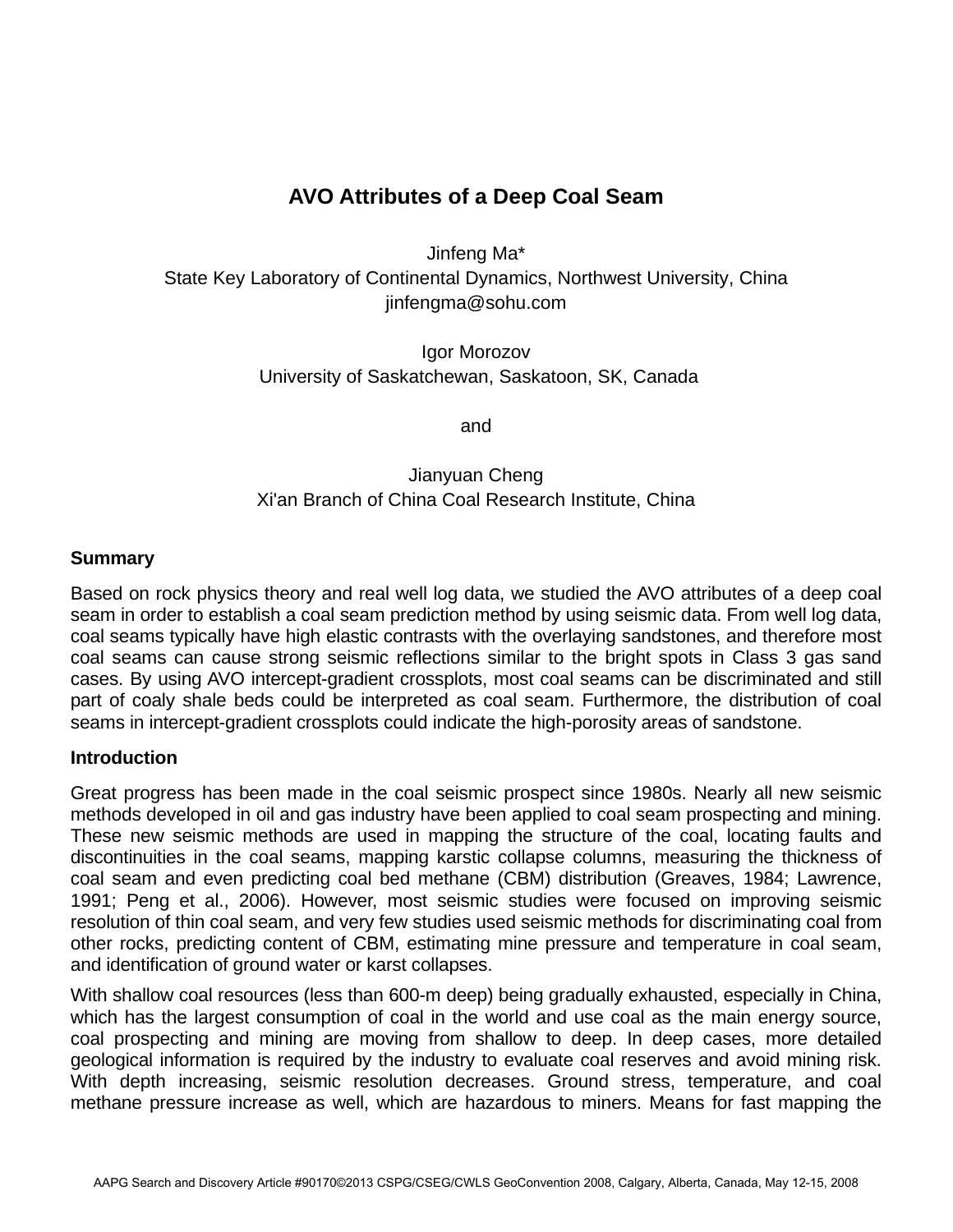# AVO Attributes of a Deep Coal Seam

Jinfeng Ma*
State Key Laboratory of Continental Dynamics, Northwest University, China
jinfengma@sohu.com

Igor Morozov
University of Saskatchewan, Saskatoon, SK, Canada

and

Jianyuan Cheng
Xi'an Branch of China Coal Research Institute, China

## Summary

Based on rock physics theory and real well log data, we studied the AVO attributes of a deep coal seam in order to establish a coal seam prediction method by using seismic data. From well log data, coal seams typically have high elastic contrasts with the overlaying sandstones, and therefore most coal seams can cause strong seismic reflections similar to the bright spots in Class 3 gas sand cases. By using AVO intercept-gradient crossplots, most coal seams can be discriminated and still part of coaly shale beds could be interpreted as coal seam. Furthermore, the distribution of coal seams in intercept-gradient crossplots could indicate the high-porosity areas of sandstone.

## Introduction

Great progress has been made in the coal seismic prospect since 1980s. Nearly all new seismic methods developed in oil and gas industry have been applied to coal seam prospecting and mining. These new seismic methods are used in mapping the structure of the coal, locating faults and discontinuities in the coal seams, mapping karstic collapse columns, measuring the thickness of coal seam and even predicting coal bed methane (CBM) distribution (Greaves, 1984; Lawrence, 1991; Peng et al., 2006). However, most seismic studies were focused on improving seismic resolution of thin coal seam, and very few studies used seismic methods for discriminating coal from other rocks, predicting content of CBM, estimating mine pressure and temperature in coal seam, and identification of ground water or karst collapses.

With shallow coal resources (less than 600-m deep) being gradually exhausted, especially in China, which has the largest consumption of coal in the world and use coal as the main energy source, coal prospecting and mining are moving from shallow to deep. In deep cases, more detailed geological information is required by the industry to evaluate coal reserves and avoid mining risk. With depth increasing, seismic resolution decreases. Ground stress, temperature, and coal methane pressure increase as well, which are hazardous to miners. Means for fast mapping the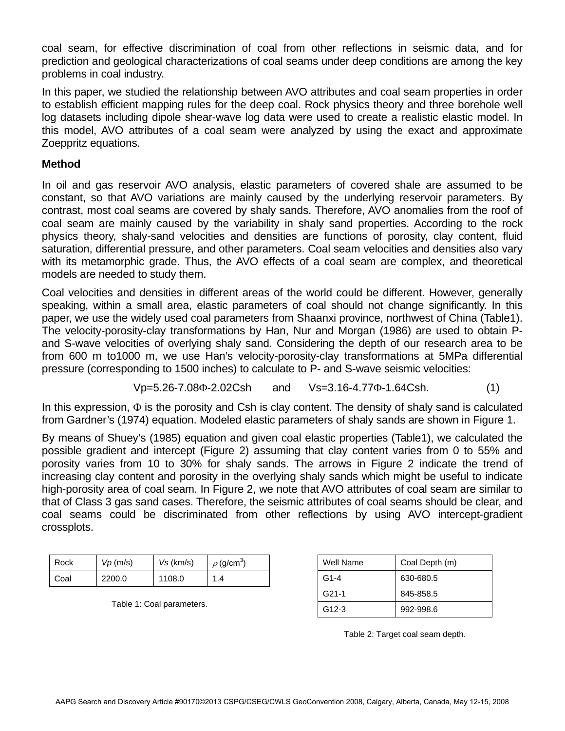coal seam, for effective discrimination of coal from other reflections in seismic data, and for prediction and geological characterizations of coal seams under deep conditions are among the key problems in coal industry.

In this paper, we studied the relationship between AVO attributes and coal seam properties in order to establish efficient mapping rules for the deep coal. Rock physics theory and three borehole well log datasets including dipole shear-wave log data were used to create a realistic elastic model. In this model, AVO attributes of a coal seam were analyzed by using the exact and approximate Zoeppritz equations.

## Method

In oil and gas reservoir AVO analysis, elastic parameters of covered shale are assumed to be constant, so that AVO variations are mainly caused by the underlying reservoir parameters. By contrast, most coal seams are covered by shaly sands. Therefore, AVO anomalies from the roof of coal seam are mainly caused by the variability in shaly sand properties. According to the rock physics theory, shaly-sand velocities and densities are functions of porosity, clay content, fluid saturation, differential pressure, and other parameters. Coal seam velocities and densities also vary with its metamorphic grade. Thus, the AVO effects of a coal seam are complex, and theoretical models are needed to study them.

Coal velocities and densities in different areas of the world could be different. However, generally speaking, within a small area, elastic parameters of coal should not change significantly. In this paper, we use the widely used coal parameters from Shaanxi province, northwest of China (Table1). The velocity-porosity-clay transformations by Han, Nur and Morgan (1986) are used to obtain P- and S-wave velocities of overlying shaly sand. Considering the depth of our research area to be from 600 m to1000 m, we use Han's velocity-porosity-clay transformations at 5MPa differential pressure (corresponding to 1500 inches) to calculate to P- and S-wave seismic velocities:

$$V_p = 5.26 - 7.08\Phi - 2.02C_{sh} \quad \text{and} \quad V_s = 3.16 - 4.77\Phi - 1.64C_{sh}. \qquad (1)$$

In this expression, $\Phi$ is the porosity and Csh is clay content. The density of shaly sand is calculated from Gardner's (1974) equation. Modeled elastic parameters of shaly sands are shown in Figure 1.

By means of Shuey's (1985) equation and given coal elastic properties (Table1), we calculated the possible gradient and intercept (Figure 2) assuming that clay content varies from 0 to 55% and porosity varies from 10 to 30% for shaly sands. The arrows in Figure 2 indicate the trend of increasing clay content and porosity in the overlying shaly sands which might be useful to indicate high-porosity area of coal seam. In Figure 2, we note that AVO attributes of coal seam are similar to that of Class 3 gas sand cases. Therefore, the seismic attributes of coal seams should be clear, and coal seams could be discriminated from other reflections by using AVO intercept-gradient crossplots.

| Rock | *Vp* (m/s) | *Vs* (km/s) | $\rho$ (g/cm$^3$) |
|---|---|---|---|
| Coal | 2200.0 | 1108.0 | 1.4 |

Table 1: Coal parameters.

| Well Name | Coal Depth (m) |
|---|---|
| G1-4 | 630-680.5 |
| G21-1 | 845-858.5 |
| G12-3 | 992-998.6 |

Table 2: Target coal seam depth.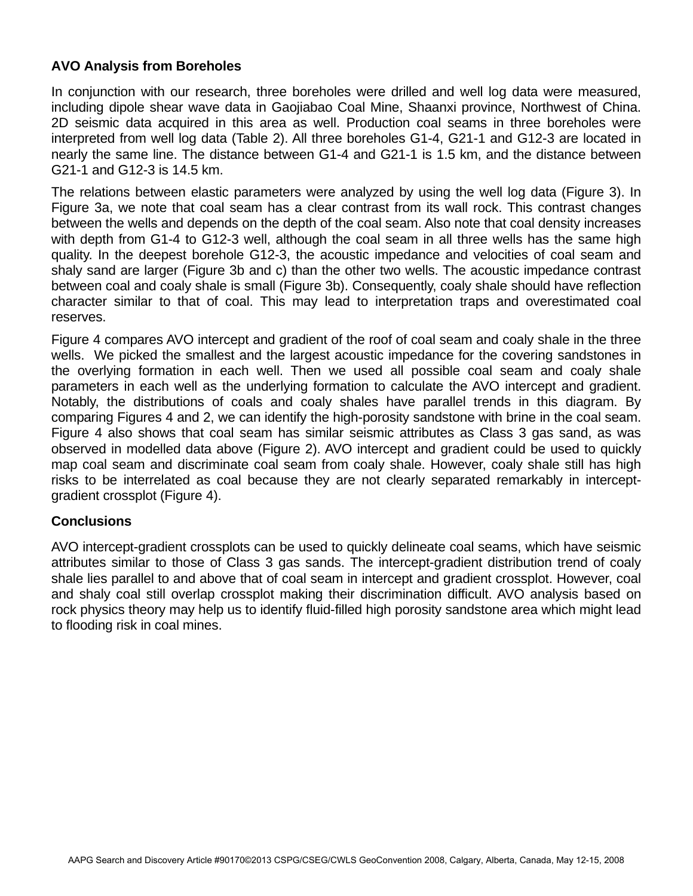## AVO Analysis from Boreholes

In conjunction with our research, three boreholes were drilled and well log data were measured, including dipole shear wave data in Gaojiabao Coal Mine, Shaanxi province, Northwest of China. 2D seismic data acquired in this area as well. Production coal seams in three boreholes were interpreted from well log data (Table 2). All three boreholes G1-4, G21-1 and G12-3 are located in nearly the same line. The distance between G1-4 and G21-1 is 1.5 km, and the distance between G21-1 and G12-3 is 14.5 km.

The relations between elastic parameters were analyzed by using the well log data (Figure 3). In Figure 3a, we note that coal seam has a clear contrast from its wall rock. This contrast changes between the wells and depends on the depth of the coal seam. Also note that coal density increases with depth from G1-4 to G12-3 well, although the coal seam in all three wells has the same high quality. In the deepest borehole G12-3, the acoustic impedance and velocities of coal seam and shaly sand are larger (Figure 3b and c) than the other two wells. The acoustic impedance contrast between coal and coaly shale is small (Figure 3b). Consequently, coaly shale should have reflection character similar to that of coal. This may lead to interpretation traps and overestimated coal reserves.

Figure 4 compares AVO intercept and gradient of the roof of coal seam and coaly shale in the three wells. We picked the smallest and the largest acoustic impedance for the covering sandstones in the overlying formation in each well. Then we used all possible coal seam and coaly shale parameters in each well as the underlying formation to calculate the AVO intercept and gradient. Notably, the distributions of coals and coaly shales have parallel trends in this diagram. By comparing Figures 4 and 2, we can identify the high-porosity sandstone with brine in the coal seam. Figure 4 also shows that coal seam has similar seismic attributes as Class 3 gas sand, as was observed in modelled data above (Figure 2). AVO intercept and gradient could be used to quickly map coal seam and discriminate coal seam from coaly shale. However, coaly shale still has high risks to be interrelated as coal because they are not clearly separated remarkably in intercept-gradient crossplot (Figure 4).

## Conclusions

AVO intercept-gradient crossplots can be used to quickly delineate coal seams, which have seismic attributes similar to those of Class 3 gas sands. The intercept-gradient distribution trend of coaly shale lies parallel to and above that of coal seam in intercept and gradient crossplot. However, coal and shaly coal still overlap crossplot making their discrimination difficult. AVO analysis based on rock physics theory may help us to identify fluid-filled high porosity sandstone area which might lead to flooding risk in coal mines.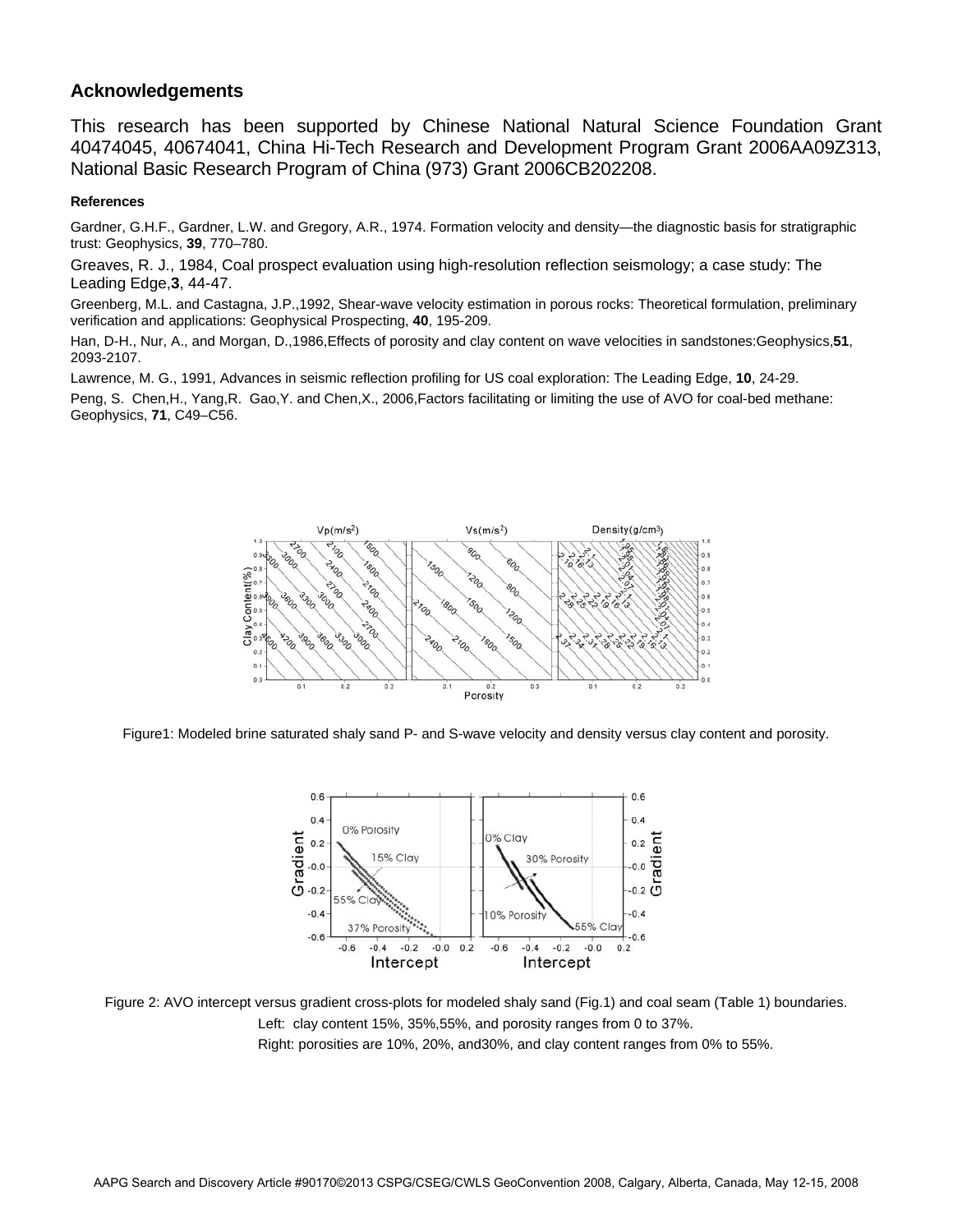## Acknowledgements

This research has been supported by Chinese National Natural Science Foundation Grant 40474045, 40674041, China Hi-Tech Research and Development Program Grant 2006AA09Z313, National Basic Research Program of China (973) Grant 2006CB202208.

#### References

Gardner, G.H.F., Gardner, L.W. and Gregory, A.R., 1974. Formation velocity and density—the diagnostic basis for stratigraphic trust: Geophysics, **39**, 770–780.

Greaves, R. J., 1984, Coal prospect evaluation using high-resolution reflection seismology; a case study: The Leading Edge,**3**, 44-47.

Greenberg, M.L. and Castagna, J.P.,1992, Shear-wave velocity estimation in porous rocks: Theoretical formulation, preliminary verification and applications: Geophysical Prospecting, **40**, 195-209.

Han, D-H., Nur, A., and Morgan, D.,1986,Effects of porosity and clay content on wave velocities in sandstones:Geophysics,**51**, 2093-2107.

Lawrence, M. G., 1991, Advances in seismic reflection profiling for US coal exploration: The Leading Edge, **10**, 24-29.

Peng, S. Chen,H., Yang,R. Gao,Y. and Chen,X., 2006,Factors facilitating or limiting the use of AVO for coal-bed methane: Geophysics, **71**, C49–C56.

Figure1: Modeled brine saturated shaly sand P- and S-wave velocity and density versus clay content and porosity.

Figure 2: AVO intercept versus gradient cross-plots for modeled shaly sand (Fig.1) and coal seam (Table 1) boundaries.
Left: clay content 15%, 35%,55%, and porosity ranges from 0 to 37%.
Right: porosities are 10%, 20%, and30%, and clay content ranges from 0% to 55%.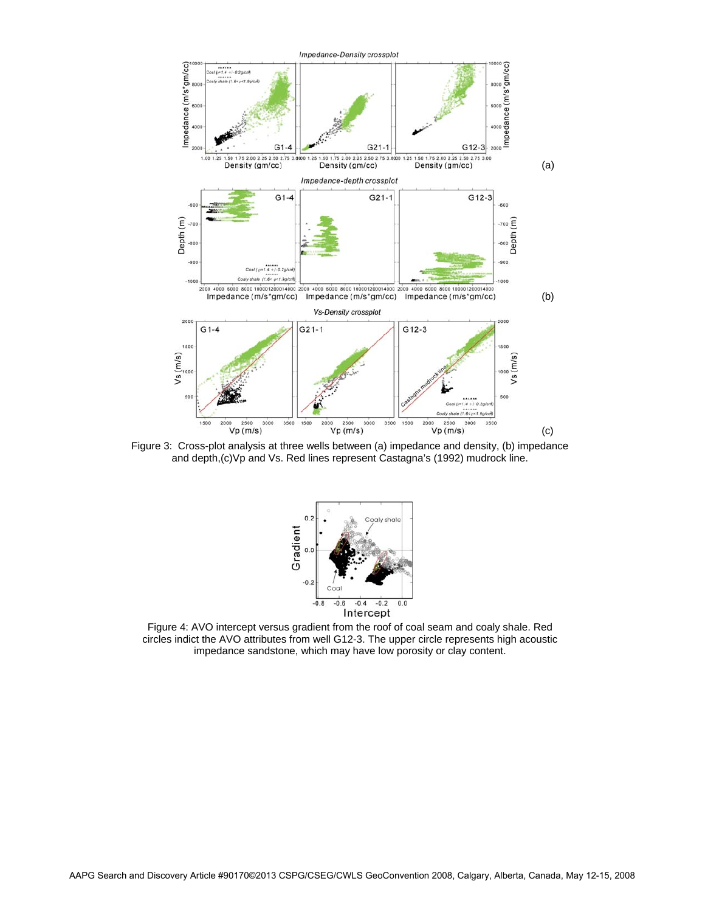Impedance-Density crossplot

Impedance (m/s*gm/cc)

Coal (ρ=1.4 +/- 0.2g/cm³)

Coaly shale (1.6<ρ<1.9g/cm³)

G1-4

G21-1

G12-3

Density (gm/cc)

(a)

Impedance-depth crossplot

Depth (m)

Impedance (m/s*gm/cc)

(b)

Vs-Density crossplot

Vs (m/s)

Castagna mudrock line

Vp (m/s)

(c)

Figure 3: Cross-plot analysis at three wells between (a) impedance and density, (b) impedance and depth,(c)Vp and Vs. Red lines represent Castagna's (1992) mudrock line.

Coaly shale

Coal

Gradient

Intercept

Figure 4: AVO intercept versus gradient from the roof of coal seam and coaly shale. Red circles indict the AVO attributes from well G12-3. The upper circle represents high acoustic impedance sandstone, which may have low porosity or clay content.